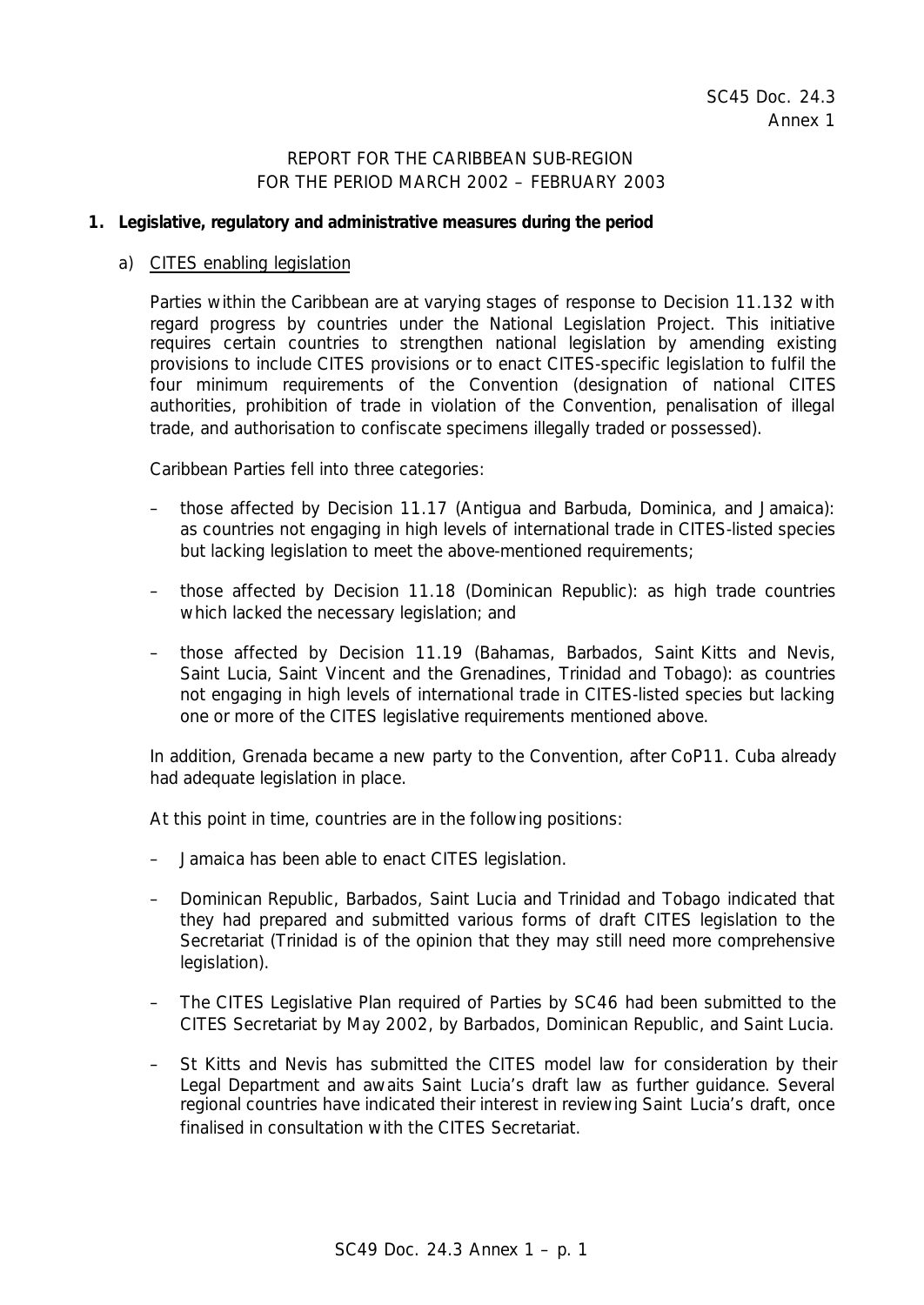SC45 Doc. 24.3
Annex 1

REPORT FOR THE CARIBBEAN SUB-REGION
FOR THE PERIOD MARCH 2002 – FEBRUARY 2003

**1. Legislative, regulatory and administrative measures during the period**

a) CITES enabling legislation

Parties within the Caribbean are at varying stages of response to Decision 11.132 with regard progress by countries under the National Legislation Project. This initiative requires certain countries to strengthen national legislation by amending existing provisions to include CITES provisions or to enact CITES-specific legislation to fulfil the four minimum requirements of the Convention (designation of national CITES authorities, prohibition of trade in violation of the Convention, penalisation of illegal trade, and authorisation to confiscate specimens illegally traded or possessed).

Caribbean Parties fell into three categories:

– those affected by Decision 11.17 (Antigua and Barbuda, Dominica, and Jamaica): as countries not engaging in high levels of international trade in CITES-listed species but lacking legislation to meet the above-mentioned requirements;

– those affected by Decision 11.18 (Dominican Republic): as high trade countries which lacked the necessary legislation; and

– those affected by Decision 11.19 (Bahamas, Barbados, Saint Kitts and Nevis, Saint Lucia, Saint Vincent and the Grenadines, Trinidad and Tobago): as countries not engaging in high levels of international trade in CITES-listed species but lacking one or more of the CITES legislative requirements mentioned above.

In addition, Grenada became a new party to the Convention, after CoP11. Cuba already had adequate legislation in place.

At this point in time, countries are in the following positions:

– Jamaica has been able to enact CITES legislation.

– Dominican Republic, Barbados, Saint Lucia and Trinidad and Tobago indicated that they had prepared and submitted various forms of draft CITES legislation to the Secretariat (Trinidad is of the opinion that they may still need more comprehensive legislation).

– The CITES Legislative Plan required of Parties by SC46 had been submitted to the CITES Secretariat by May 2002, by Barbados, Dominican Republic, and Saint Lucia.

– St Kitts and Nevis has submitted the CITES model law for consideration by their Legal Department and awaits Saint Lucia's draft law as further guidance. Several regional countries have indicated their interest in reviewing Saint Lucia's draft, once finalised in consultation with the CITES Secretariat.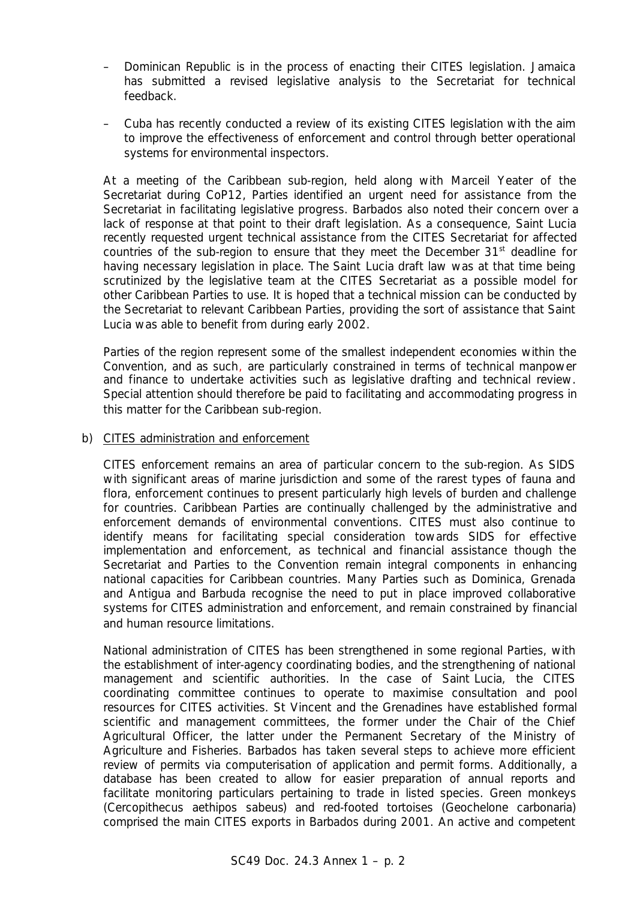– Dominican Republic is in the process of enacting their CITES legislation. Jamaica has submitted a revised legislative analysis to the Secretariat for technical feedback.

– Cuba has recently conducted a review of its existing CITES legislation with the aim to improve the effectiveness of enforcement and control through better operational systems for environmental inspectors.

At a meeting of the Caribbean sub-region, held along with Marceil Yeater of the Secretariat during CoP12, Parties identified an urgent need for assistance from the Secretariat in facilitating legislative progress. Barbados also noted their concern over a lack of response at that point to their draft legislation. As a consequence, Saint Lucia recently requested urgent technical assistance from the CITES Secretariat for affected countries of the sub-region to ensure that they meet the December 31st deadline for having necessary legislation in place. The Saint Lucia draft law was at that time being scrutinized by the legislative team at the CITES Secretariat as a possible model for other Caribbean Parties to use. It is hoped that a technical mission can be conducted by the Secretariat to relevant Caribbean Parties, providing the sort of assistance that Saint Lucia was able to benefit from during early 2002.

Parties of the region represent some of the smallest independent economies within the Convention, and as such, are particularly constrained in terms of technical manpower and finance to undertake activities such as legislative drafting and technical review. Special attention should therefore be paid to facilitating and accommodating progress in this matter for the Caribbean sub-region.

b) CITES administration and enforcement

CITES enforcement remains an area of particular concern to the sub-region. As SIDS with significant areas of marine jurisdiction and some of the rarest types of fauna and flora, enforcement continues to present particularly high levels of burden and challenge for countries. Caribbean Parties are continually challenged by the administrative and enforcement demands of environmental conventions. CITES must also continue to identify means for facilitating special consideration towards SIDS for effective implementation and enforcement, as technical and financial assistance though the Secretariat and Parties to the Convention remain integral components in enhancing national capacities for Caribbean countries. Many Parties such as Dominica, Grenada and Antigua and Barbuda recognise the need to put in place improved collaborative systems for CITES administration and enforcement, and remain constrained by financial and human resource limitations.

National administration of CITES has been strengthened in some regional Parties, with the establishment of inter-agency coordinating bodies, and the strengthening of national management and scientific authorities. In the case of Saint Lucia, the CITES coordinating committee continues to operate to maximise consultation and pool resources for CITES activities. St Vincent and the Grenadines have established formal scientific and management committees, the former under the Chair of the Chief Agricultural Officer, the latter under the Permanent Secretary of the Ministry of Agriculture and Fisheries. Barbados has taken several steps to achieve more efficient review of permits via computerisation of application and permit forms. Additionally, a database has been created to allow for easier preparation of annual reports and facilitate monitoring particulars pertaining to trade in listed species. Green monkeys (*Cercopithecus aethipos sabeus*) and red-footed tortoises (*Geochelone carbonaria*) comprised the main CITES exports in Barbados during 2001. An active and competent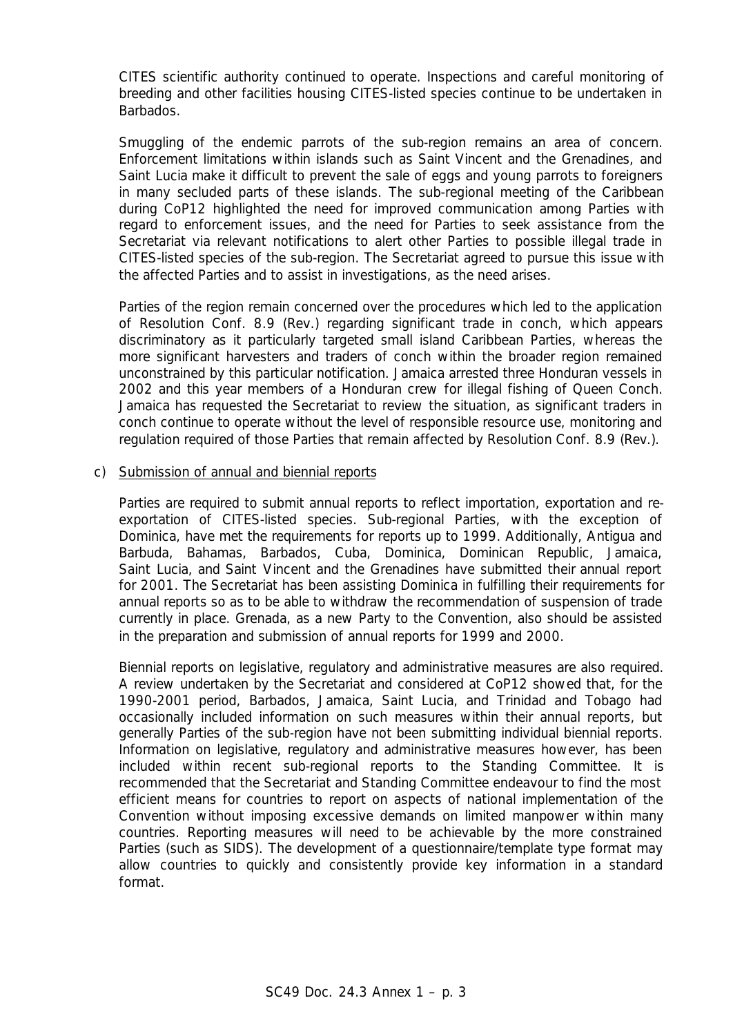CITES scientific authority continued to operate. Inspections and careful monitoring of breeding and other facilities housing CITES-listed species continue to be undertaken in Barbados.

Smuggling of the endemic parrots of the sub-region remains an area of concern. Enforcement limitations within islands such as Saint Vincent and the Grenadines, and Saint Lucia make it difficult to prevent the sale of eggs and young parrots to foreigners in many secluded parts of these islands. The sub-regional meeting of the Caribbean during CoP12 highlighted the need for improved communication among Parties with regard to enforcement issues, and the need for Parties to seek assistance from the Secretariat via relevant notifications to alert other Parties to possible illegal trade in CITES-listed species of the sub-region. The Secretariat agreed to pursue this issue with the affected Parties and to assist in investigations, as the need arises.

Parties of the region remain concerned over the procedures which led to the application of Resolution Conf. 8.9 (Rev.) regarding significant trade in conch, which appears discriminatory as it particularly targeted small island Caribbean Parties, whereas the more significant harvesters and traders of conch within the broader region remained unconstrained by this particular notification. Jamaica arrested three Honduran vessels in 2002 and this year members of a Honduran crew for illegal fishing of Queen Conch. Jamaica has requested the Secretariat to review the situation, as significant traders in conch continue to operate without the level of responsible resource use, monitoring and regulation required of those Parties that remain affected by Resolution Conf. 8.9 (Rev.).

c) Submission of annual and biennial reports

Parties are required to submit annual reports to reflect importation, exportation and re-exportation of CITES-listed species. Sub-regional Parties, with the exception of Dominica, have met the requirements for reports up to 1999. Additionally, Antigua and Barbuda, Bahamas, Barbados, Cuba, Dominica, Dominican Republic, Jamaica, Saint Lucia, and Saint Vincent and the Grenadines have submitted their annual report for 2001. The Secretariat has been assisting Dominica in fulfilling their requirements for annual reports so as to be able to withdraw the recommendation of suspension of trade currently in place. Grenada, as a new Party to the Convention, also should be assisted in the preparation and submission of annual reports for 1999 and 2000.

Biennial reports on legislative, regulatory and administrative measures are also required. A review undertaken by the Secretariat and considered at CoP12 showed that, for the 1990-2001 period, Barbados, Jamaica, Saint Lucia, and Trinidad and Tobago had occasionally included information on such measures within their annual reports, but generally Parties of the sub-region have not been submitting individual biennial reports. Information on legislative, regulatory and administrative measures however, has been included within recent sub-regional reports to the Standing Committee. It is recommended that the Secretariat and Standing Committee endeavour to find the most efficient means for countries to report on aspects of national implementation of the Convention without imposing excessive demands on limited manpower within many countries. Reporting measures will need to be achievable by the more constrained Parties (such as SIDS). The development of a questionnaire/template type format may allow countries to quickly and consistently provide key information in a standard format.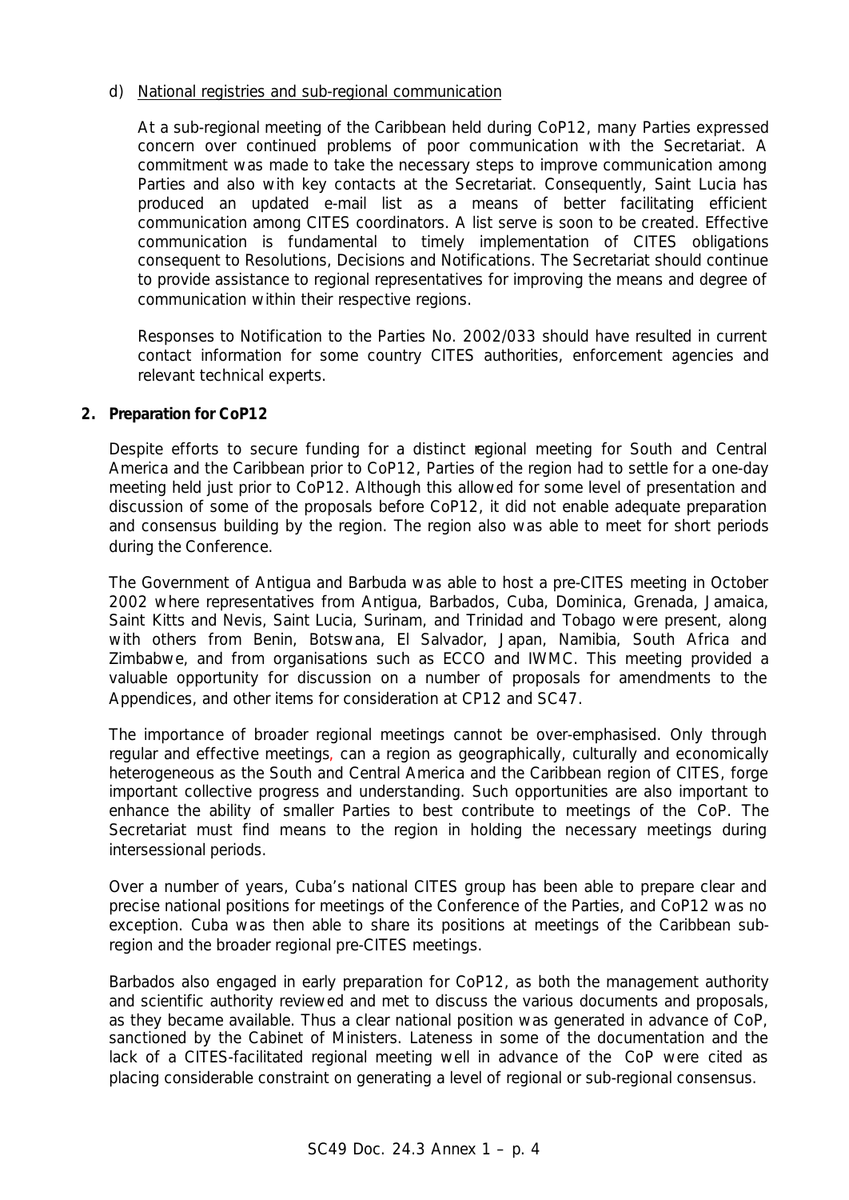d) National registries and sub-regional communication

At a sub-regional meeting of the Caribbean held during CoP12, many Parties expressed concern over continued problems of poor communication with the Secretariat. A commitment was made to take the necessary steps to improve communication among Parties and also with key contacts at the Secretariat. Consequently, Saint Lucia has produced an updated e-mail list as a means of better facilitating efficient communication among CITES coordinators. A list serve is soon to be created. Effective communication is fundamental to timely implementation of CITES obligations consequent to Resolutions, Decisions and Notifications. The Secretariat should continue to provide assistance to regional representatives for improving the means and degree of communication within their respective regions.

Responses to Notification to the Parties No. 2002/033 should have resulted in current contact information for some country CITES authorities, enforcement agencies and relevant technical experts.

**2. Preparation for CoP12**

Despite efforts to secure funding for a distinct regional meeting for South and Central America and the Caribbean prior to CoP12, Parties of the region had to settle for a one-day meeting held just prior to CoP12. Although this allowed for some level of presentation and discussion of some of the proposals before CoP12, it did not enable adequate preparation and consensus building by the region. The region also was able to meet for short periods during the Conference.

The Government of Antigua and Barbuda was able to host a pre-CITES meeting in October 2002 where representatives from Antigua, Barbados, Cuba, Dominica, Grenada, Jamaica, Saint Kitts and Nevis, Saint Lucia, Surinam, and Trinidad and Tobago were present, along with others from Benin, Botswana, El Salvador, Japan, Namibia, South Africa and Zimbabwe, and from organisations such as ECCO and IWMC. This meeting provided a valuable opportunity for discussion on a number of proposals for amendments to the Appendices, and other items for consideration at CP12 and SC47.

The importance of broader regional meetings cannot be over-emphasised. Only through regular and effective meetings, can a region as geographically, culturally and economically heterogeneous as the South and Central America and the Caribbean region of CITES, forge important collective progress and understanding. Such opportunities are also important to enhance the ability of smaller Parties to best contribute to meetings of the CoP. The Secretariat must find means to the region in holding the necessary meetings during intersessional periods.

Over a number of years, Cuba's national CITES group has been able to prepare clear and precise national positions for meetings of the Conference of the Parties, and CoP12 was no exception. Cuba was then able to share its positions at meetings of the Caribbean sub-region and the broader regional pre-CITES meetings.

Barbados also engaged in early preparation for CoP12, as both the management authority and scientific authority reviewed and met to discuss the various documents and proposals, as they became available. Thus a clear national position was generated in advance of CoP, sanctioned by the Cabinet of Ministers. Lateness in some of the documentation and the lack of a CITES-facilitated regional meeting well in advance of the CoP were cited as placing considerable constraint on generating a level of regional or sub-regional consensus.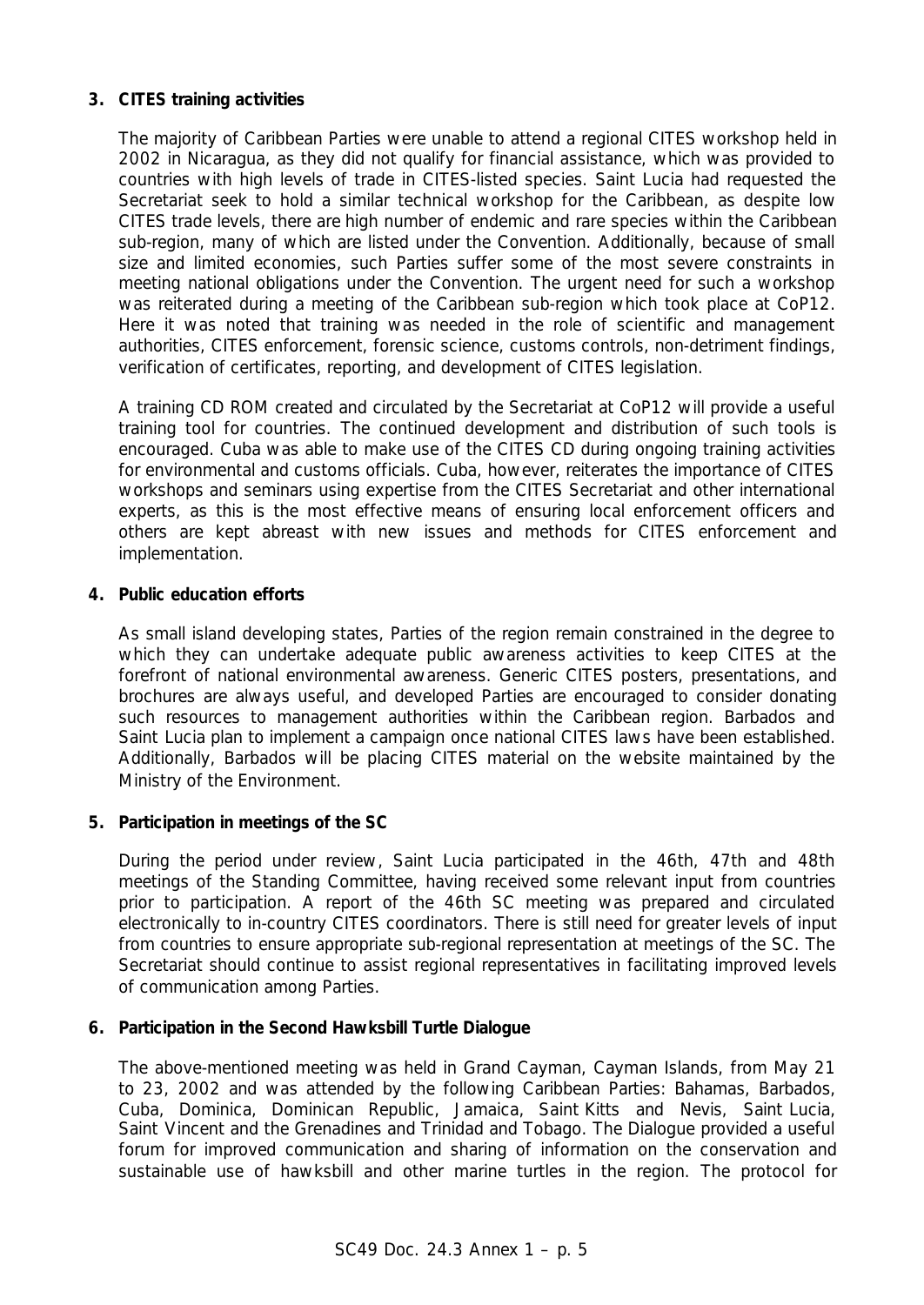**3. CITES training activities**

The majority of Caribbean Parties were unable to attend a regional CITES workshop held in 2002 in Nicaragua, as they did not qualify for financial assistance, which was provided to countries with high levels of trade in CITES-listed species. Saint Lucia had requested the Secretariat seek to hold a similar technical workshop for the Caribbean, as despite low CITES trade levels, there are high number of endemic and rare species within the Caribbean sub-region, many of which are listed under the Convention. Additionally, because of small size and limited economies, such Parties suffer some of the most severe constraints in meeting national obligations under the Convention. The urgent need for such a workshop was reiterated during a meeting of the Caribbean sub-region which took place at CoP12. Here it was noted that training was needed in the role of scientific and management authorities, CITES enforcement, forensic science, customs controls, non-detriment findings, verification of certificates, reporting, and development of CITES legislation.

A training CD ROM created and circulated by the Secretariat at CoP12 will provide a useful training tool for countries. The continued development and distribution of such tools is encouraged. Cuba was able to make use of the CITES CD during ongoing training activities for environmental and customs officials. Cuba, however, reiterates the importance of CITES workshops and seminars using expertise from the CITES Secretariat and other international experts, as this is the most effective means of ensuring local enforcement officers and others are kept abreast with new issues and methods for CITES enforcement and implementation.

**4. Public education efforts**

As small island developing states, Parties of the region remain constrained in the degree to which they can undertake adequate public awareness activities to keep CITES at the forefront of national environmental awareness. Generic CITES posters, presentations, and brochures are always useful, and developed Parties are encouraged to consider donating such resources to management authorities within the Caribbean region. Barbados and Saint Lucia plan to implement a campaign once national CITES laws have been established. Additionally, Barbados will be placing CITES material on the website maintained by the Ministry of the Environment.

**5. Participation in meetings of the SC**

During the period under review, Saint Lucia participated in the 46th, 47th and 48th meetings of the Standing Committee, having received some relevant input from countries prior to participation. A report of the 46th SC meeting was prepared and circulated electronically to in-country CITES coordinators. There is still need for greater levels of input from countries to ensure appropriate sub-regional representation at meetings of the SC. The Secretariat should continue to assist regional representatives in facilitating improved levels of communication among Parties.

**6. Participation in the Second Hawksbill Turtle Dialogue**

The above-mentioned meeting was held in Grand Cayman, Cayman Islands, from May 21 to 23, 2002 and was attended by the following Caribbean Parties: Bahamas, Barbados, Cuba, Dominica, Dominican Republic, Jamaica, Saint Kitts and Nevis, Saint Lucia, Saint Vincent and the Grenadines and Trinidad and Tobago. The Dialogue provided a useful forum for improved communication and sharing of information on the conservation and sustainable use of hawksbill and other marine turtles in the region. The protocol for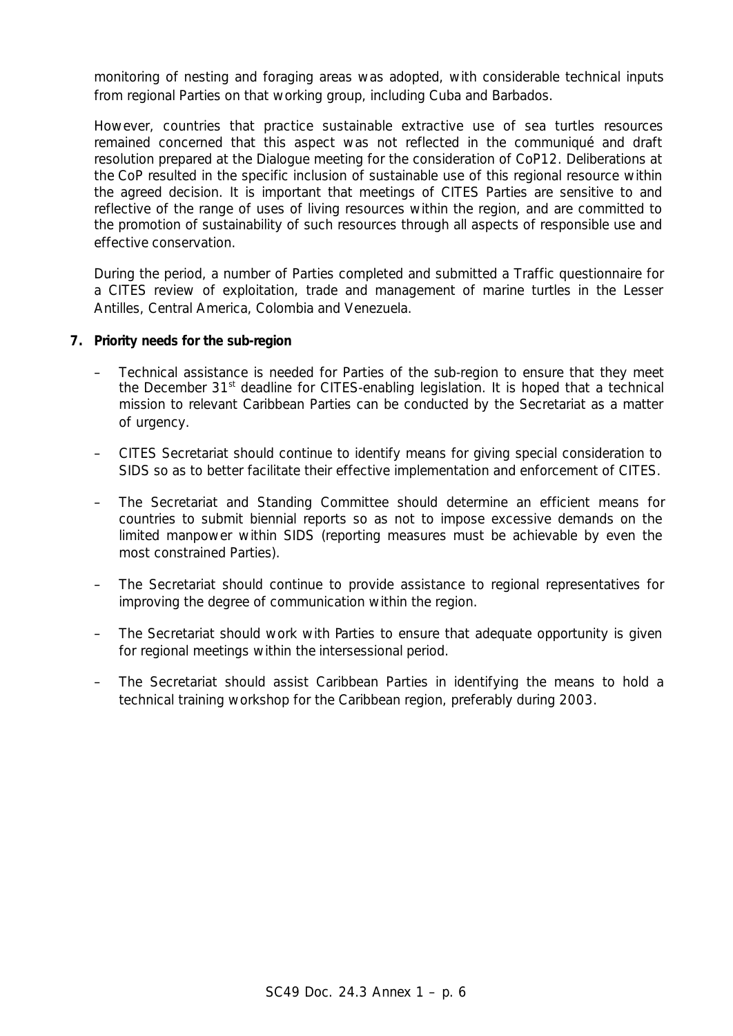monitoring of nesting and foraging areas was adopted, with considerable technical inputs from regional Parties on that working group, including Cuba and Barbados.

However, countries that practice sustainable extractive use of sea turtles resources remained concerned that this aspect was not reflected in the communiqué and draft resolution prepared at the Dialogue meeting for the consideration of CoP12. Deliberations at the CoP resulted in the specific inclusion of sustainable use of this regional resource within the agreed decision. It is important that meetings of CITES Parties are sensitive to and reflective of the range of uses of living resources within the region, and are committed to the promotion of sustainability of such resources through all aspects of responsible use and effective conservation.

During the period, a number of Parties completed and submitted a Traffic questionnaire for a CITES review of exploitation, trade and management of marine turtles in the Lesser Antilles, Central America, Colombia and Venezuela.

**7. Priority needs for the sub-region**

- Technical assistance is needed for Parties of the sub-region to ensure that they meet the December 31st deadline for CITES-enabling legislation. It is hoped that a technical mission to relevant Caribbean Parties can be conducted by the Secretariat as a matter of urgency.
- CITES Secretariat should continue to identify means for giving special consideration to SIDS so as to better facilitate their effective implementation and enforcement of CITES.
- The Secretariat and Standing Committee should determine an efficient means for countries to submit biennial reports so as not to impose excessive demands on the limited manpower within SIDS (reporting measures must be achievable by even the most constrained Parties).
- The Secretariat should continue to provide assistance to regional representatives for improving the degree of communication within the region.
- The Secretariat should work with Parties to ensure that adequate opportunity is given for regional meetings within the intersessional period.
- The Secretariat should assist Caribbean Parties in identifying the means to hold a technical training workshop for the Caribbean region, preferably during 2003.